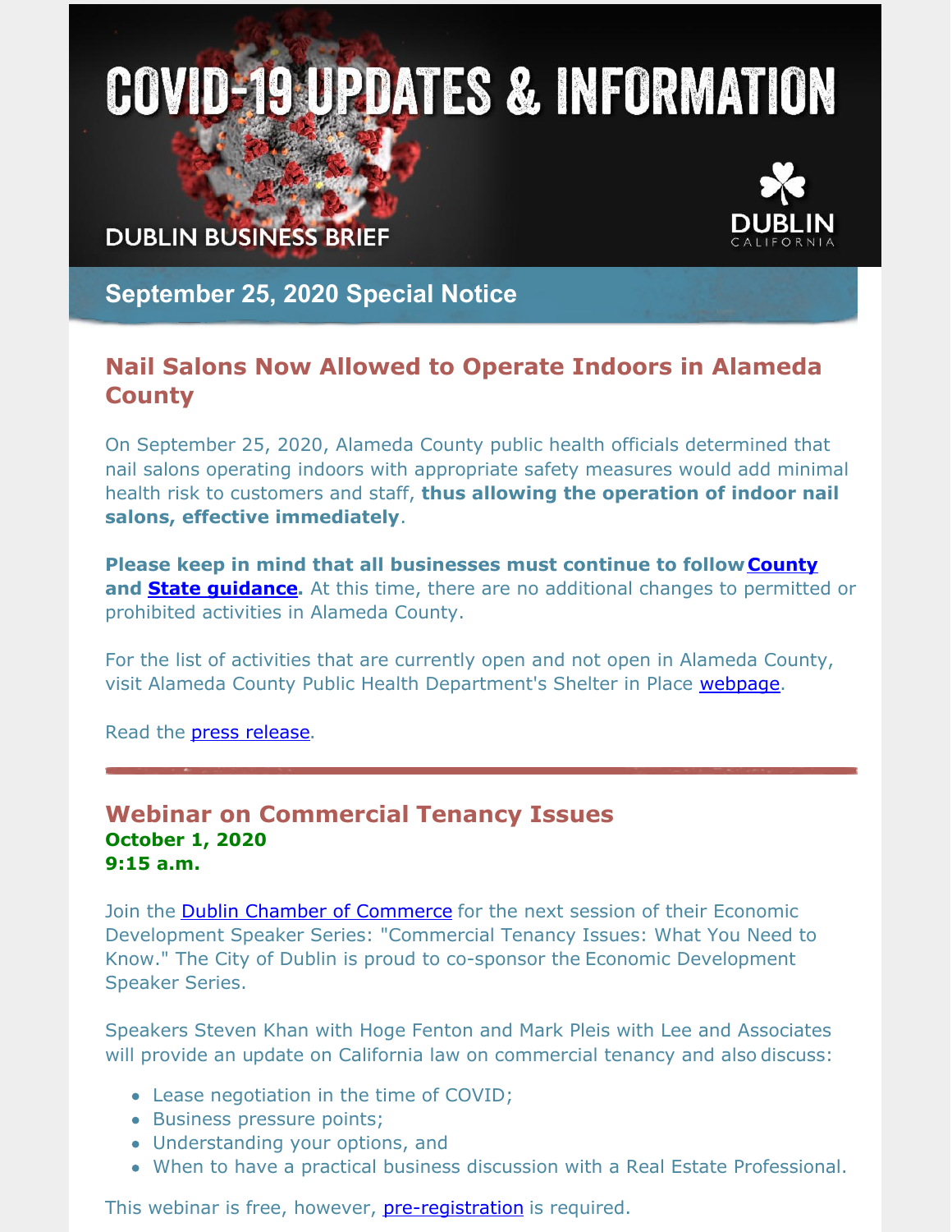# COVID-19 UPDATES & INFORMATION

DUBLIN BUSINESS BRIEF

DUBLIN CALIFORNIA

## September 25, 2020 Special Notice

### Nail Salons Now Allowed to Operate Indoors in Alameda County

On September 25, 2020, Alameda County public health officials determined that nail salons operating indoors with appropriate safety measures would add minimal health risk to customers and staff, **thus allowing the operation of indoor nail salons, effective immediately**.

**Please keep in mind that all businesses must continue to follow County and State guidance.** At this time, there are no additional changes to permitted or prohibited activities in Alameda County.

For the list of activities that are currently open and not open in Alameda County, visit Alameda County Public Health Department's Shelter in Place webpage.

Read the press release.

---

### Webinar on Commercial Tenancy Issues

**October 1, 2020**
**9:15 a.m.**

Join the Dublin Chamber of Commerce for the next session of their Economic Development Speaker Series: "Commercial Tenancy Issues: What You Need to Know." The City of Dublin is proud to co-sponsor the Economic Development Speaker Series.

Speakers Steven Khan with Hoge Fenton and Mark Pleis with Lee and Associates will provide an update on California law on commercial tenancy and also discuss:

- Lease negotiation in the time of COVID;
- Business pressure points;
- Understanding your options, and
- When to have a practical business discussion with a Real Estate Professional.

This webinar is free, however, pre-registration is required.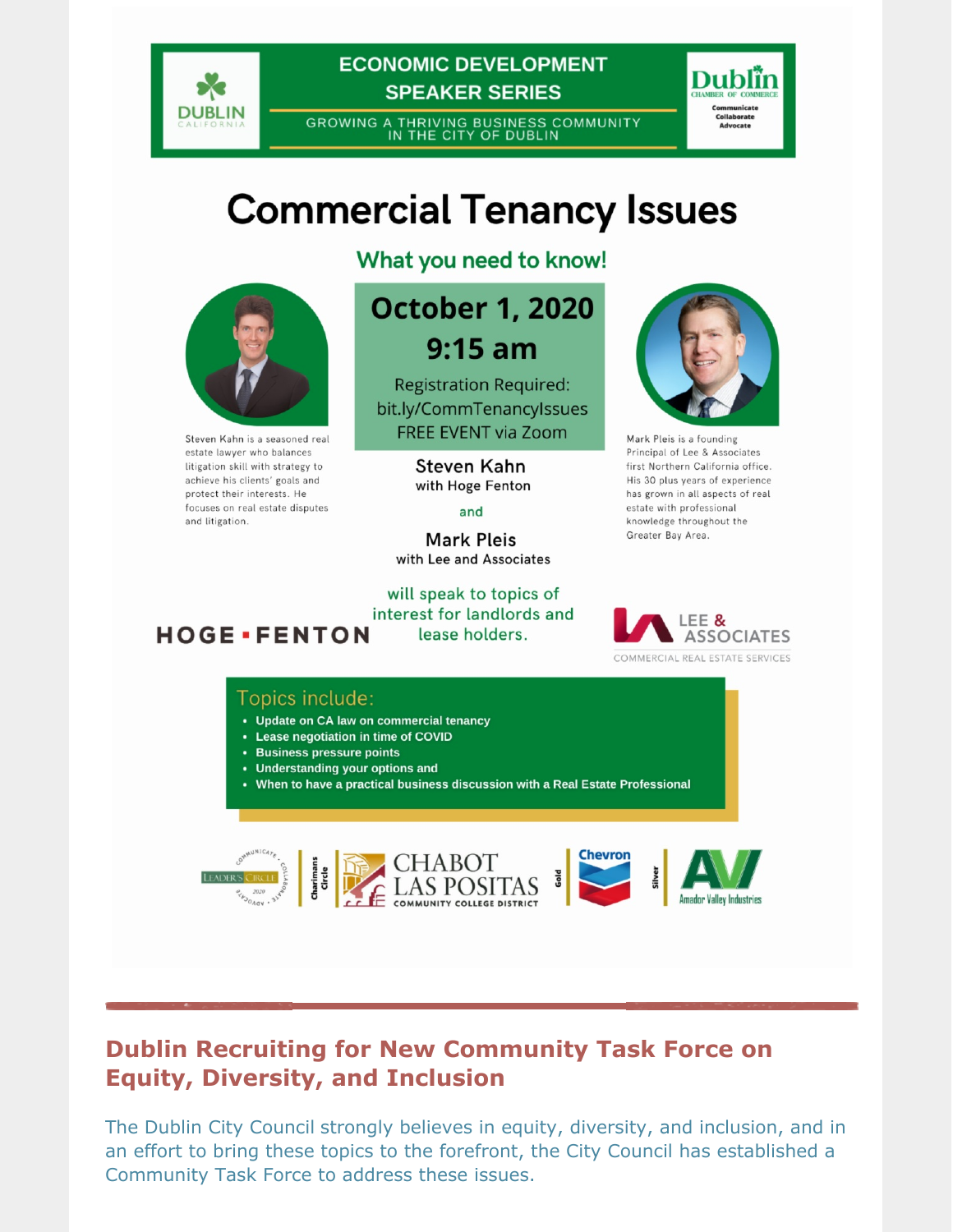ECONOMIC DEVELOPMENT SPEAKER SERIES

GROWING A THRIVING BUSINESS COMMUNITY IN THE CITY OF DUBLIN

DUBLIN CALIFORNIA

Dublin Chamber of Commerce — Communicate, Collaborate, Advocate

# Commercial Tenancy Issues

## What you need to know!

**October 1, 2020**

**9:15 am**

Registration Required:
bit.ly/CommTenancyIssues
FREE EVENT via Zoom

Steven Kahn is a seasoned real estate lawyer who balances litigation skill with strategy to achieve his clients' goals and protect their interests. He focuses on real estate disputes and litigation.

**Steven Kahn**
with Hoge Fenton

and

**Mark Pleis**
with Lee and Associates

Mark Pleis is a founding Principal of Lee & Associates first Northern California office. His 30 plus years of experience has grown in all aspects of real estate with professional knowledge throughout the Greater Bay Area.

will speak to topics of interest for landlords and lease holders.

HOGE ▪ FENTON

LEE & ASSOCIATES — COMMERCIAL REAL ESTATE SERVICES

Topics include:

- **Update on CA law on commercial tenancy**
- **Lease negotiation in time of COVID**
- **Business pressure points**
- **Understanding your options and**
- **When to have a practical business discussion with a Real Estate Professional**

Leader's Circle 2020 | Charimans Circle | CHABOT LAS POSITAS COMMUNITY COLLEGE DISTRICT | Gold | Chevron | Silver | Amador Valley Industries

## Dublin Recruiting for New Community Task Force on Equity, Diversity, and Inclusion

The Dublin City Council strongly believes in equity, diversity, and inclusion, and in an effort to bring these topics to the forefront, the City Council has established a Community Task Force to address these issues.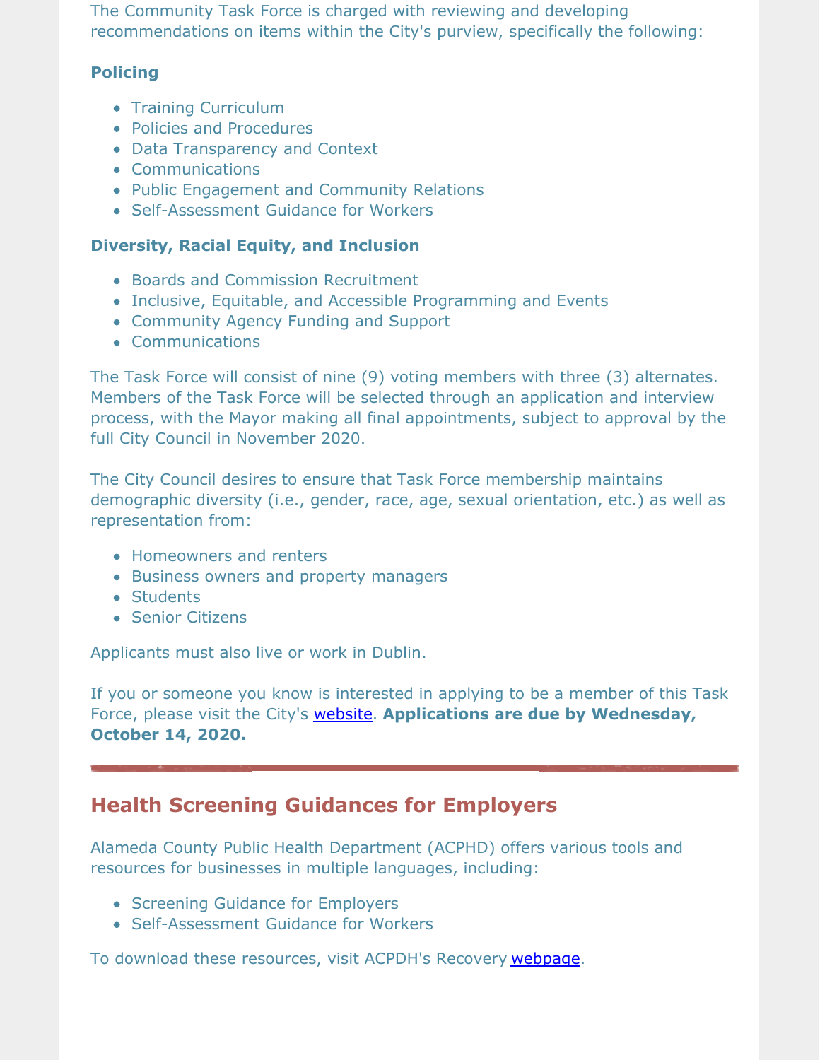The Community Task Force is charged with reviewing and developing recommendations on items within the City's purview, specifically the following:

**Policing**

- Training Curriculum
- Policies and Procedures
- Data Transparency and Context
- Communications
- Public Engagement and Community Relations
- Self-Assessment Guidance for Workers

**Diversity, Racial Equity, and Inclusion**

- Boards and Commission Recruitment
- Inclusive, Equitable, and Accessible Programming and Events
- Community Agency Funding and Support
- Communications

The Task Force will consist of nine (9) voting members with three (3) alternates. Members of the Task Force will be selected through an application and interview process, with the Mayor making all final appointments, subject to approval by the full City Council in November 2020.

The City Council desires to ensure that Task Force membership maintains demographic diversity (i.e., gender, race, age, sexual orientation, etc.) as well as representation from:

- Homeowners and renters
- Business owners and property managers
- Students
- Senior Citizens

Applicants must also live or work in Dublin.

If you or someone you know is interested in applying to be a member of this Task Force, please visit the City's website. **Applications are due by Wednesday, October 14, 2020.**

---

## Health Screening Guidances for Employers

Alameda County Public Health Department (ACPHD) offers various tools and resources for businesses in multiple languages, including:

- Screening Guidance for Employers
- Self-Assessment Guidance for Workers

To download these resources, visit ACPDH's Recovery webpage.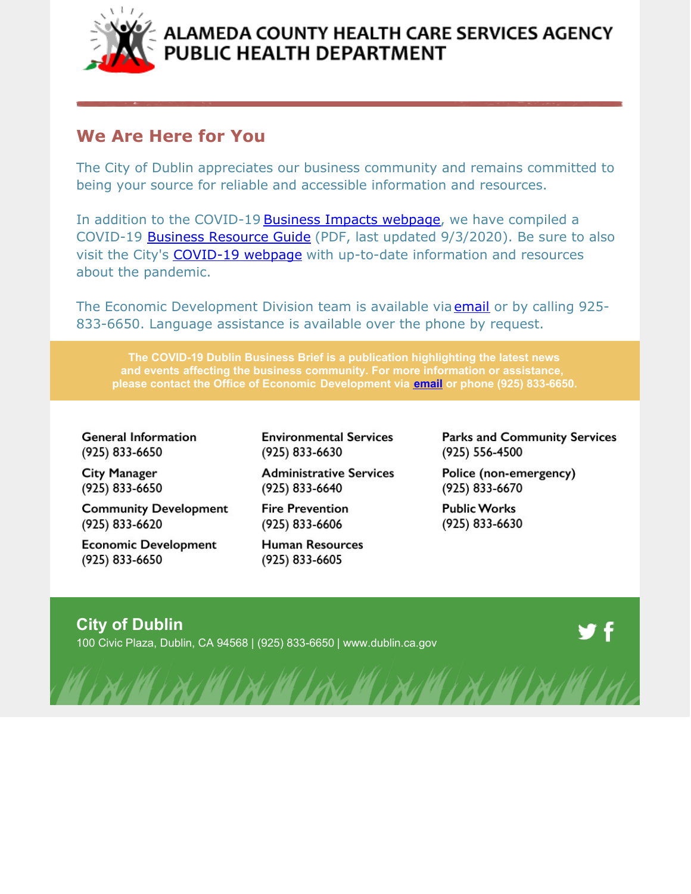# ALAMEDA COUNTY HEALTH CARE SERVICES AGENCY PUBLIC HEALTH DEPARTMENT

## We Are Here for You

The City of Dublin appreciates our business community and remains committed to being your source for reliable and accessible information and resources.

In addition to the COVID-19 Business Impacts webpage, we have compiled a COVID-19 Business Resource Guide (PDF, last updated 9/3/2020). Be sure to also visit the City's COVID-19 webpage with up-to-date information and resources about the pandemic.

The Economic Development Division team is available via email or by calling 925-833-6650. Language assistance is available over the phone by request.

**The COVID-19 Dublin Business Brief is a publication highlighting the latest news and events affecting the business community. For more information or assistance, please contact the Office of Economic Development via email or phone (925) 833-6650.**

**General Information**
(925) 833-6650

**City Manager**
(925) 833-6650

**Community Development**
(925) 833-6620

**Economic Development**
(925) 833-6650

**Environmental Services**
(925) 833-6630

**Administrative Services**
(925) 833-6640

**Fire Prevention**
(925) 833-6606

**Human Resources**
(925) 833-6605

**Parks and Community Services**
(925) 556-4500

**Police (non-emergency)**
(925) 833-6670

**Public Works**
(925) 833-6630

**City of Dublin**

100 Civic Plaza, Dublin, CA 94568 | (925) 833-6650 | www.dublin.ca.gov